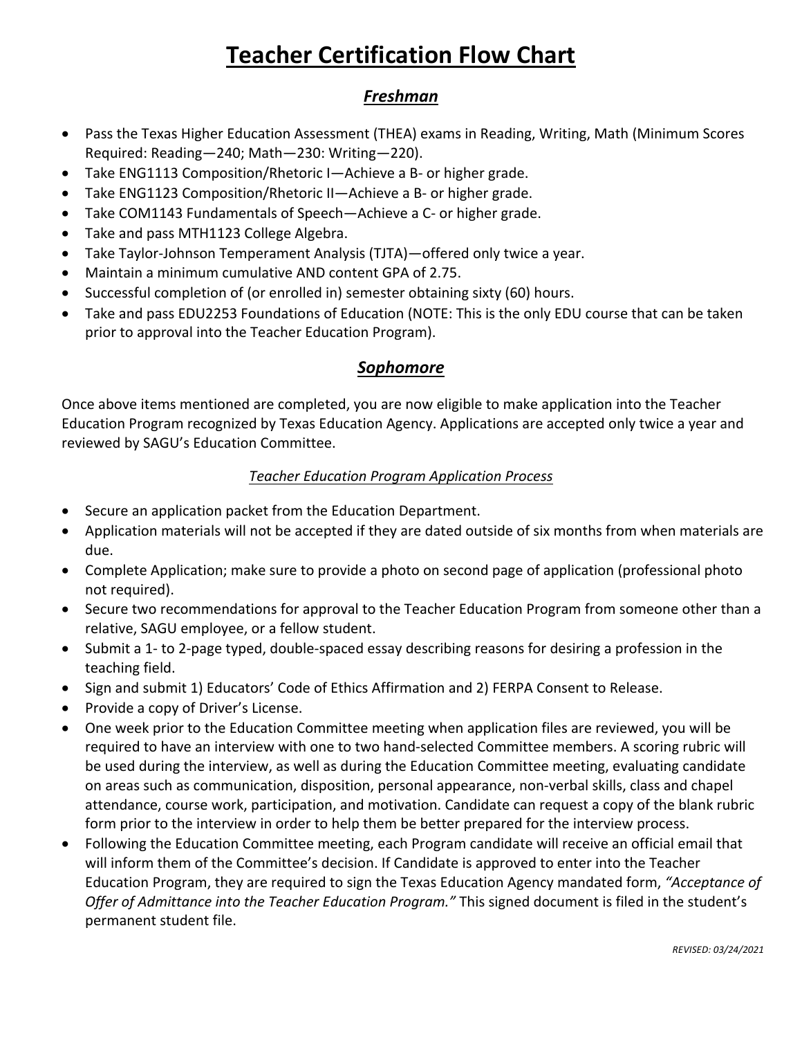# Teacher Certification Flow Chart

## *Freshman*

- Pass the Texas Higher Education Assessment (THEA) exams in Reading, Writing, Math (Minimum Scores Required: Reading—240; Math—230: Writing—220).
- Take ENG1113 Composition/Rhetoric I—Achieve a B- or higher grade.
- Take ENG1123 Composition/Rhetoric II—Achieve a B- or higher grade.
- Take COM1143 Fundamentals of Speech—Achieve a C- or higher grade.
- Take and pass MTH1123 College Algebra.
- Take Taylor-Johnson Temperament Analysis (TJTA)—offered only twice a year.
- Maintain a minimum cumulative AND content GPA of 2.75.
- Successful completion of (or enrolled in) semester obtaining sixty (60) hours.
- Take and pass EDU2253 Foundations of Education (NOTE: This is the only EDU course that can be taken prior to approval into the Teacher Education Program).

## *Sophomore*

Once above items mentioned are completed, you are now eligible to make application into the Teacher Education Program recognized by Texas Education Agency. Applications are accepted only twice a year and reviewed by SAGU's Education Committee.

### *Teacher Education Program Application Process*

- Secure an application packet from the Education Department.
- Application materials will not be accepted if they are dated outside of six months from when materials are due.
- Complete Application; make sure to provide a photo on second page of application (professional photo not required).
- Secure two recommendations for approval to the Teacher Education Program from someone other than a relative, SAGU employee, or a fellow student.
- Submit a 1- to 2-page typed, double-spaced essay describing reasons for desiring a profession in the teaching field.
- Sign and submit 1) Educators' Code of Ethics Affirmation and 2) FERPA Consent to Release.
- Provide a copy of Driver's License.
- One week prior to the Education Committee meeting when application files are reviewed, you will be required to have an interview with one to two hand-selected Committee members. A scoring rubric will be used during the interview, as well as during the Education Committee meeting, evaluating candidate on areas such as communication, disposition, personal appearance, non-verbal skills, class and chapel attendance, course work, participation, and motivation. Candidate can request a copy of the blank rubric form prior to the interview in order to help them be better prepared for the interview process.
- Following the Education Committee meeting, each Program candidate will receive an official email that will inform them of the Committee's decision. If Candidate is approved to enter into the Teacher Education Program, they are required to sign the Texas Education Agency mandated form, *"Acceptance of Offer of Admittance into the Teacher Education Program."* This signed document is filed in the student's permanent student file.

*REVISED: 03/24/2021*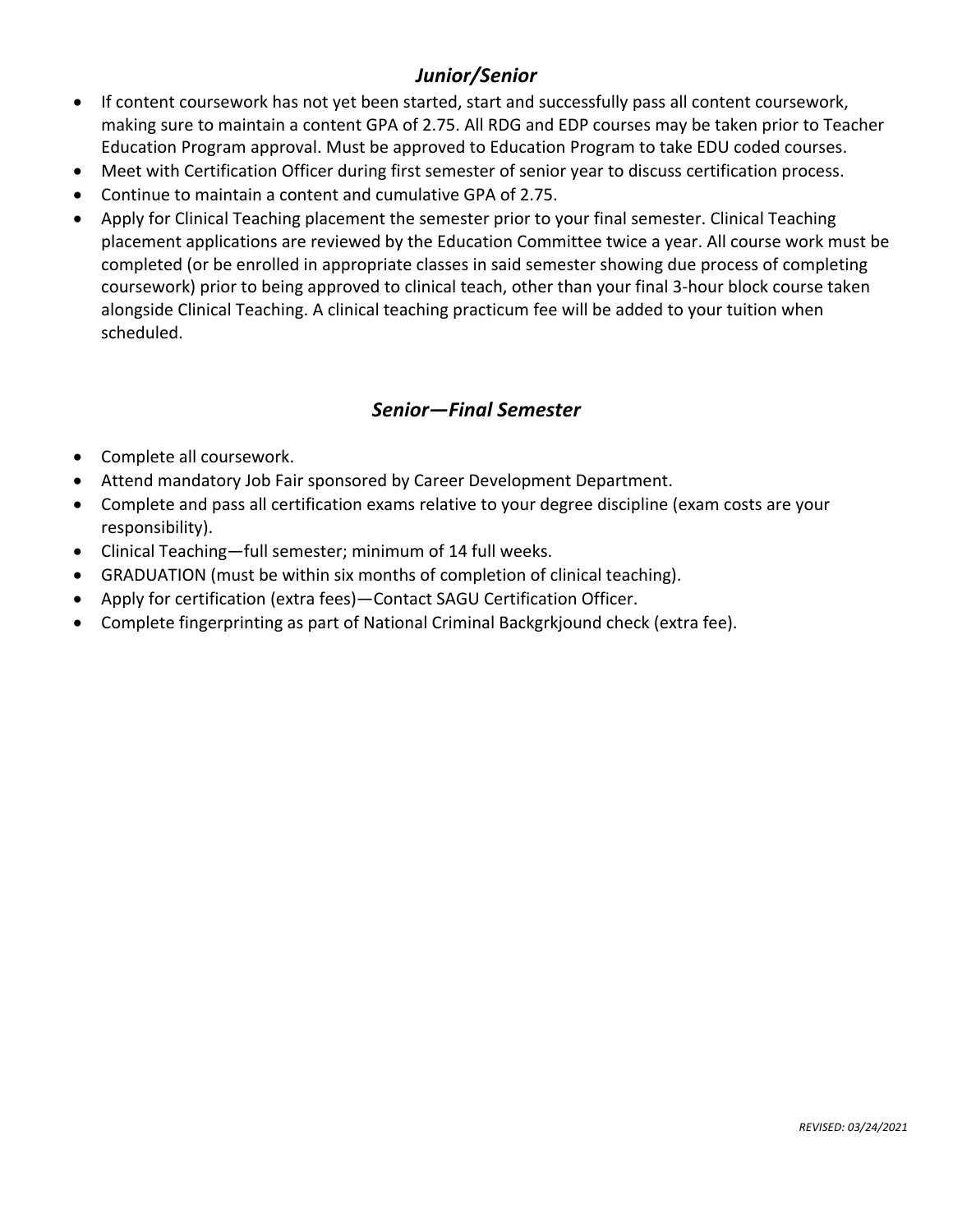## *Junior/Senior*

- If content coursework has not yet been started, start and successfully pass all content coursework, making sure to maintain a content GPA of 2.75. All RDG and EDP courses may be taken prior to Teacher Education Program approval. Must be approved to Education Program to take EDU coded courses.
- Meet with Certification Officer during first semester of senior year to discuss certification process.
- Continue to maintain a content and cumulative GPA of 2.75.
- Apply for Clinical Teaching placement the semester prior to your final semester. Clinical Teaching placement applications are reviewed by the Education Committee twice a year. All course work must be completed (or be enrolled in appropriate classes in said semester showing due process of completing coursework) prior to being approved to clinical teach, other than your final 3-hour block course taken alongside Clinical Teaching. A clinical teaching practicum fee will be added to your tuition when scheduled.

## *Senior—Final Semester*

- Complete all coursework.
- Attend mandatory Job Fair sponsored by Career Development Department.
- Complete and pass all certification exams relative to your degree discipline (exam costs are your responsibility).
- Clinical Teaching—full semester; minimum of 14 full weeks.
- GRADUATION (must be within six months of completion of clinical teaching).
- Apply for certification (extra fees)—Contact SAGU Certification Officer.
- Complete fingerprinting as part of National Criminal Backgrkjound check (extra fee).

*REVISED: 03/24/2021*